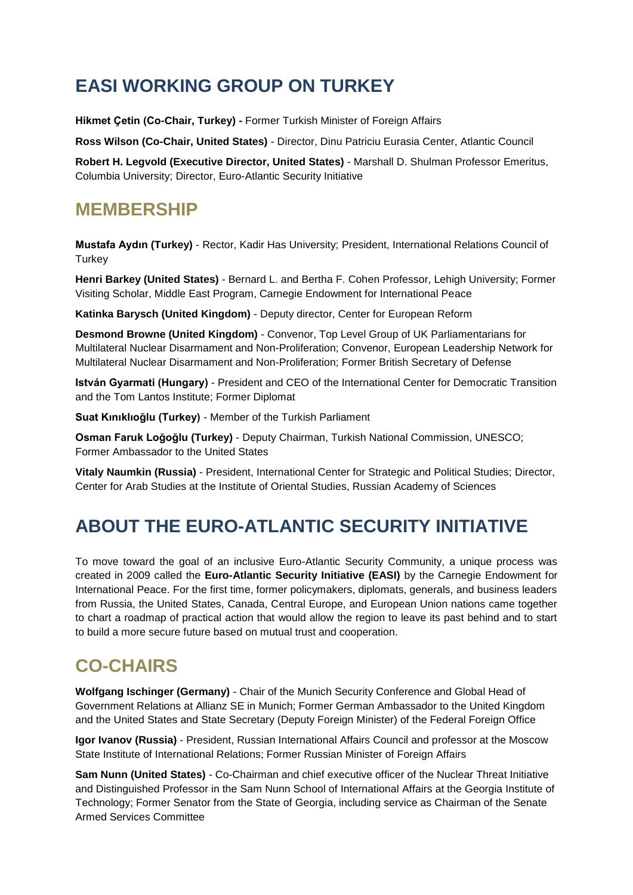## EASI WORKING GROUP ON TURKEY

**Hikmet Çetin (Co-Chair, Turkey) -** Former Turkish Minister of Foreign Affairs

**Ross Wilson (Co-Chair, United States)** - Director, Dinu Patriciu Eurasia Center, Atlantic Council

**Robert H. Legvold (Executive Director, United States)** - Marshall D. Shulman Professor Emeritus, Columbia University; Director, Euro-Atlantic Security Initiative

## MEMBERSHIP

**Mustafa Aydın (Turkey)** - Rector, Kadir Has University; President, International Relations Council of Turkey

**Henri Barkey (United States)** - Bernard L. and Bertha F. Cohen Professor, Lehigh University; Former Visiting Scholar, Middle East Program, Carnegie Endowment for International Peace

**Katinka Barysch (United Kingdom)** - Deputy director, Center for European Reform

**Desmond Browne (United Kingdom)** - Convenor, Top Level Group of UK Parliamentarians for Multilateral Nuclear Disarmament and Non-Proliferation; Convenor, European Leadership Network for Multilateral Nuclear Disarmament and Non-Proliferation; Former British Secretary of Defense

**István Gyarmati (Hungary)** - President and CEO of the International Center for Democratic Transition and the Tom Lantos Institute; Former Diplomat

**Suat Kınıklıoğlu (Turkey)** - Member of the Turkish Parliament

**Osman Faruk Loğoğlu (Turkey)** - Deputy Chairman, Turkish National Commission, UNESCO; Former Ambassador to the United States

**Vitaly Naumkin (Russia)** - President, International Center for Strategic and Political Studies; Director, Center for Arab Studies at the Institute of Oriental Studies, Russian Academy of Sciences

## ABOUT THE EURO-ATLANTIC SECURITY INITIATIVE

To move toward the goal of an inclusive Euro-Atlantic Security Community, a unique process was created in 2009 called the **Euro-Atlantic Security Initiative (EASI)** by the Carnegie Endowment for International Peace. For the first time, former policymakers, diplomats, generals, and business leaders from Russia, the United States, Canada, Central Europe, and European Union nations came together to chart a roadmap of practical action that would allow the region to leave its past behind and to start to build a more secure future based on mutual trust and cooperation.

## CO-CHAIRS

**Wolfgang Ischinger (Germany)** - Chair of the Munich Security Conference and Global Head of Government Relations at Allianz SE in Munich; Former German Ambassador to the United Kingdom and the United States and State Secretary (Deputy Foreign Minister) of the Federal Foreign Office

**Igor Ivanov (Russia)** - President, Russian International Affairs Council and professor at the Moscow State Institute of International Relations; Former Russian Minister of Foreign Affairs

**Sam Nunn (United States)** - Co-Chairman and chief executive officer of the Nuclear Threat Initiative and Distinguished Professor in the Sam Nunn School of International Affairs at the Georgia Institute of Technology; Former Senator from the State of Georgia, including service as Chairman of the Senate Armed Services Committee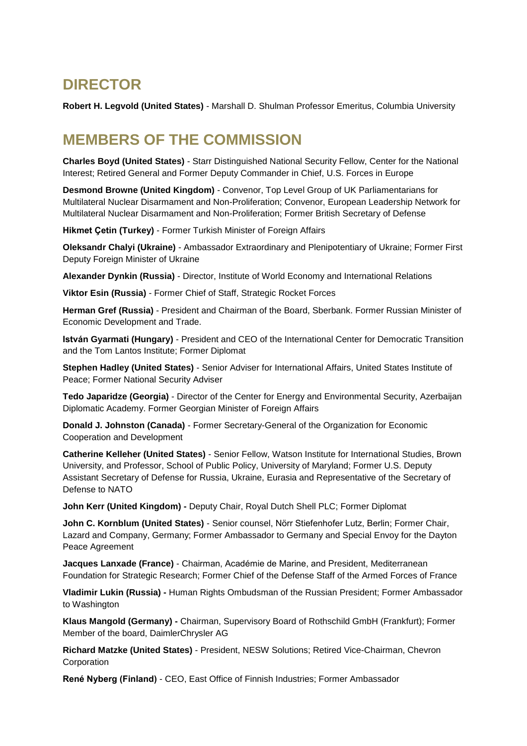## DIRECTOR

**Robert H. Legvold (United States)** - Marshall D. Shulman Professor Emeritus, Columbia University

## MEMBERS OF THE COMMISSION

**Charles Boyd (United States)** - Starr Distinguished National Security Fellow, Center for the National Interest; Retired General and Former Deputy Commander in Chief, U.S. Forces in Europe

**Desmond Browne (United Kingdom)** - Convenor, Top Level Group of UK Parliamentarians for Multilateral Nuclear Disarmament and Non-Proliferation; Convenor, European Leadership Network for Multilateral Nuclear Disarmament and Non-Proliferation; Former British Secretary of Defense

**Hikmet Çetin (Turkey)** - Former Turkish Minister of Foreign Affairs

**Oleksandr Chalyi (Ukraine)** - Ambassador Extraordinary and Plenipotentiary of Ukraine; Former First Deputy Foreign Minister of Ukraine

**Alexander Dynkin (Russia)** - Director, Institute of World Economy and International Relations

**Viktor Esin (Russia)** - Former Chief of Staff, Strategic Rocket Forces

**Herman Gref (Russia)** - President and Chairman of the Board, Sberbank. Former Russian Minister of Economic Development and Trade.

**István Gyarmati (Hungary)** - President and CEO of the International Center for Democratic Transition and the Tom Lantos Institute; Former Diplomat

**Stephen Hadley (United States)** - Senior Adviser for International Affairs, United States Institute of Peace; Former National Security Adviser

**Tedo Japaridze (Georgia)** - Director of the Center for Energy and Environmental Security, Azerbaijan Diplomatic Academy. Former Georgian Minister of Foreign Affairs

**Donald J. Johnston (Canada)** - Former Secretary-General of the Organization for Economic Cooperation and Development

**Catherine Kelleher (United States)** - Senior Fellow, Watson Institute for International Studies, Brown University, and Professor, School of Public Policy, University of Maryland; Former U.S. Deputy Assistant Secretary of Defense for Russia, Ukraine, Eurasia and Representative of the Secretary of Defense to NATO

**John Kerr (United Kingdom) -** Deputy Chair, Royal Dutch Shell PLC; Former Diplomat

**John C. Kornblum (United States)** - Senior counsel, Nörr Stiefenhofer Lutz, Berlin; Former Chair, Lazard and Company, Germany; Former Ambassador to Germany and Special Envoy for the Dayton Peace Agreement

**Jacques Lanxade (France)** - Chairman, Académie de Marine, and President, Mediterranean Foundation for Strategic Research; Former Chief of the Defense Staff of the Armed Forces of France

**Vladimir Lukin (Russia) -** Human Rights Ombudsman of the Russian President; Former Ambassador to Washington

**Klaus Mangold (Germany) -** Chairman, Supervisory Board of Rothschild GmbH (Frankfurt); Former Member of the board, DaimlerChrysler AG

**Richard Matzke (United States)** - President, NESW Solutions; Retired Vice-Chairman, Chevron Corporation

**René Nyberg (Finland)** - CEO, East Office of Finnish Industries; Former Ambassador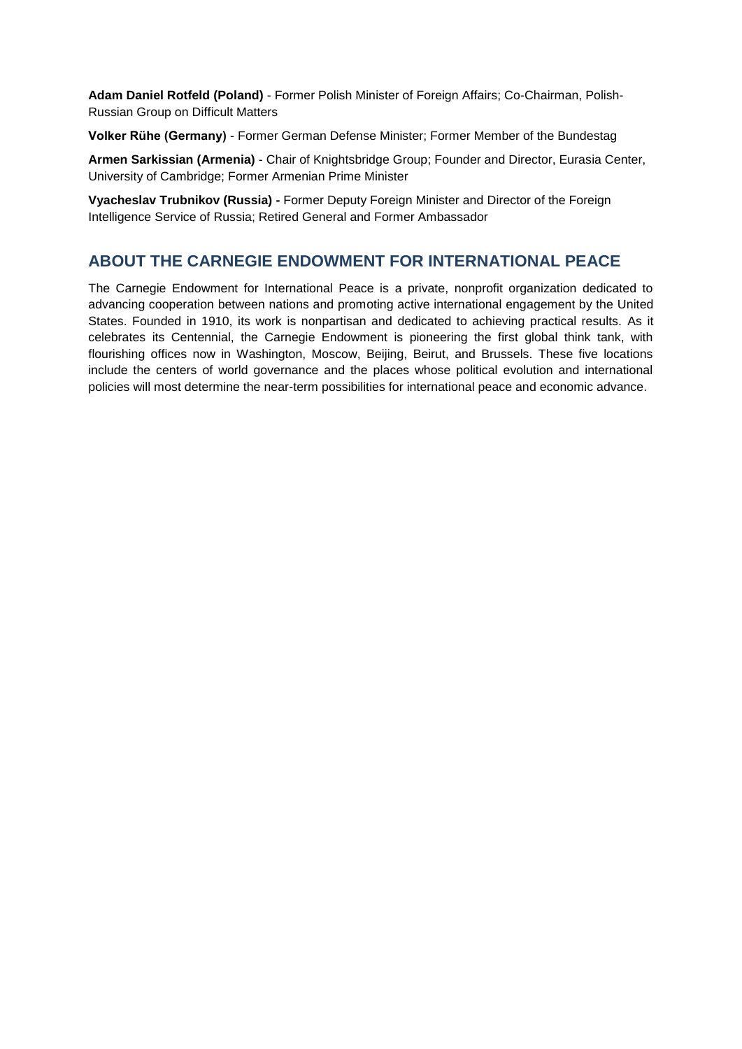**Adam Daniel Rotfeld (Poland)** - Former Polish Minister of Foreign Affairs; Co-Chairman, Polish-Russian Group on Difficult Matters

**Volker Rühe (Germany)** - Former German Defense Minister; Former Member of the Bundestag

**Armen Sarkissian (Armenia)** - Chair of Knightsbridge Group; Founder and Director, Eurasia Center, University of Cambridge; Former Armenian Prime Minister

**Vyacheslav Trubnikov (Russia) -** Former Deputy Foreign Minister and Director of the Foreign Intelligence Service of Russia; Retired General and Former Ambassador

## ABOUT THE CARNEGIE ENDOWMENT FOR INTERNATIONAL PEACE

The Carnegie Endowment for International Peace is a private, nonprofit organization dedicated to advancing cooperation between nations and promoting active international engagement by the United States. Founded in 1910, its work is nonpartisan and dedicated to achieving practical results. As it celebrates its Centennial, the Carnegie Endowment is pioneering the first global think tank, with flourishing offices now in Washington, Moscow, Beijing, Beirut, and Brussels. These five locations include the centers of world governance and the places whose political evolution and international policies will most determine the near-term possibilities for international peace and economic advance.